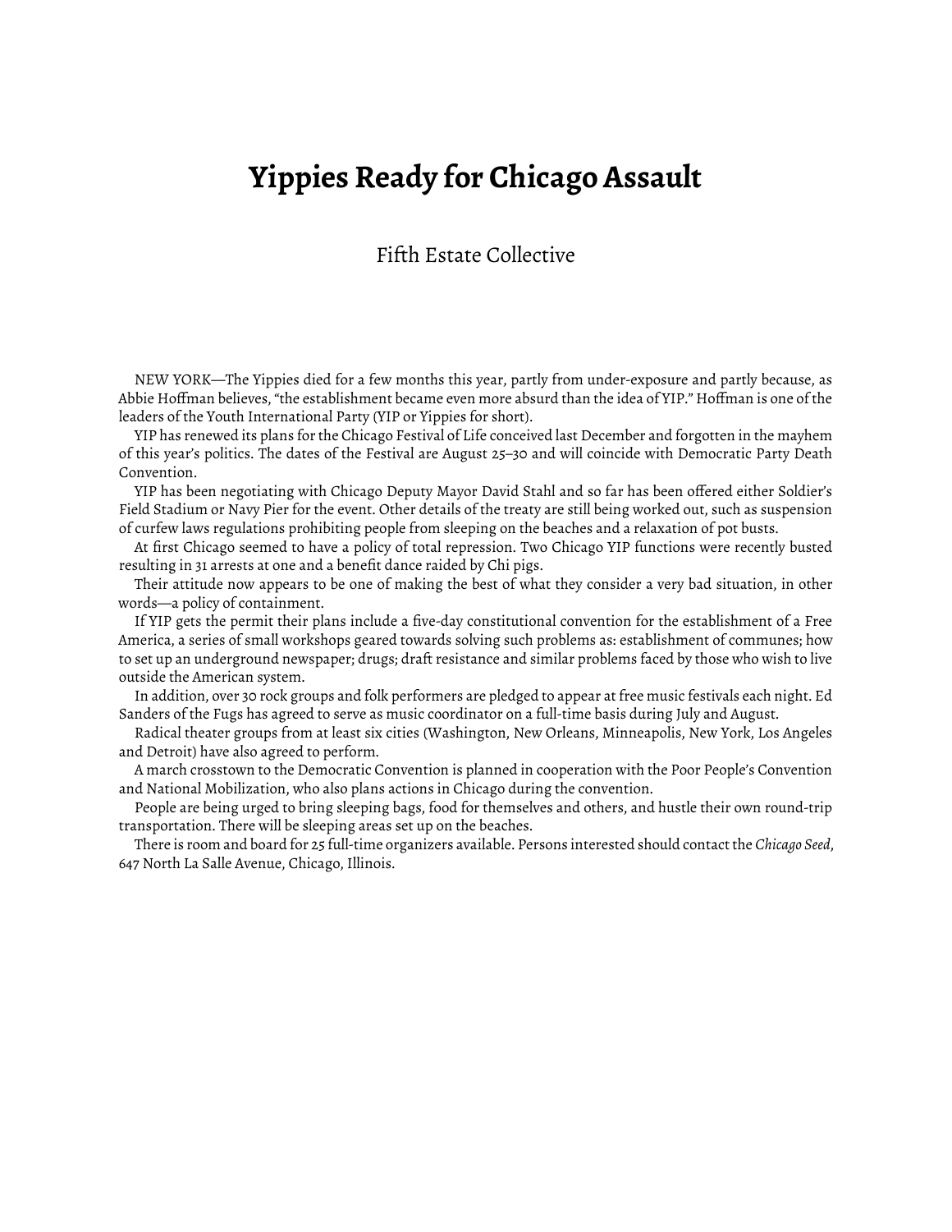# Yippies Ready for Chicago Assault

Fifth Estate Collective

NEW YORK—The Yippies died for a few months this year, partly from under-exposure and partly because, as Abbie Hoffman believes, "the establishment became even more absurd than the idea of YIP." Hoffman is one of the leaders of the Youth International Party (YIP or Yippies for short).

YIP has renewed its plans for the Chicago Festival of Life conceived last December and forgotten in the mayhem of this year's politics. The dates of the Festival are August 25–30 and will coincide with Democratic Party Death Convention.

YIP has been negotiating with Chicago Deputy Mayor David Stahl and so far has been offered either Soldier's Field Stadium or Navy Pier for the event. Other details of the treaty are still being worked out, such as suspension of curfew laws regulations prohibiting people from sleeping on the beaches and a relaxation of pot busts.

At first Chicago seemed to have a policy of total repression. Two Chicago YIP functions were recently busted resulting in 31 arrests at one and a benefit dance raided by Chi pigs.

Their attitude now appears to be one of making the best of what they consider a very bad situation, in other words—a policy of containment.

If YIP gets the permit their plans include a five-day constitutional convention for the establishment of a Free America, a series of small workshops geared towards solving such problems as: establishment of communes; how to set up an underground newspaper; drugs; draft resistance and similar problems faced by those who wish to live outside the American system.

In addition, over 30 rock groups and folk performers are pledged to appear at free music festivals each night. Ed Sanders of the Fugs has agreed to serve as music coordinator on a full-time basis during July and August.

Radical theater groups from at least six cities (Washington, New Orleans, Minneapolis, New York, Los Angeles and Detroit) have also agreed to perform.

A march crosstown to the Democratic Convention is planned in cooperation with the Poor People's Convention and National Mobilization, who also plans actions in Chicago during the convention.

People are being urged to bring sleeping bags, food for themselves and others, and hustle their own round-trip transportation. There will be sleeping areas set up on the beaches.

There is room and board for 25 full-time organizers available. Persons interested should contact the *Chicago Seed*, 647 North La Salle Avenue, Chicago, Illinois.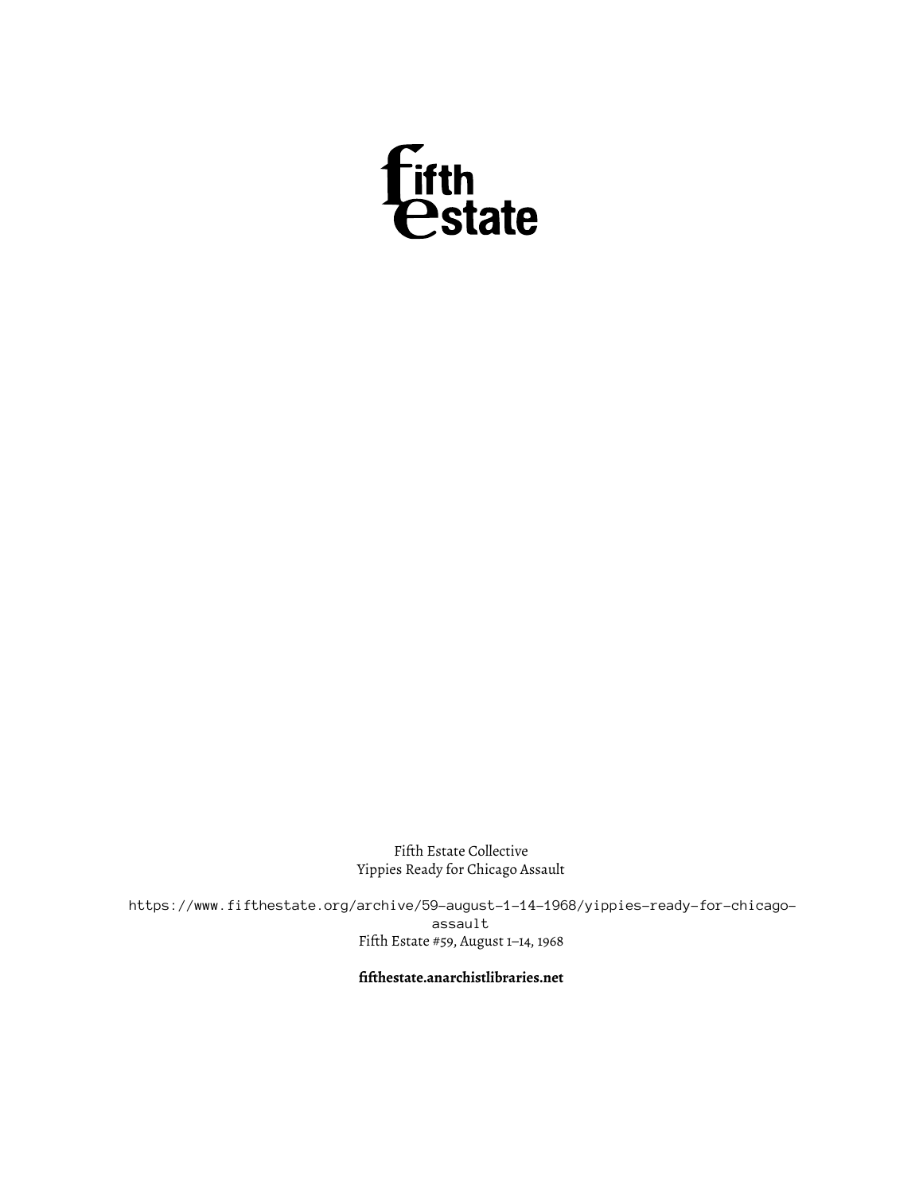Fifth Estate

Fifth Estate Collective
Yippies Ready for Chicago Assault

https://www.fifthestate.org/archive/59-august-1-14-1968/yippies-ready-for-chicago-assault
Fifth Estate #59, August 1–14, 1968

**fifthestate.anarchistlibraries.net**